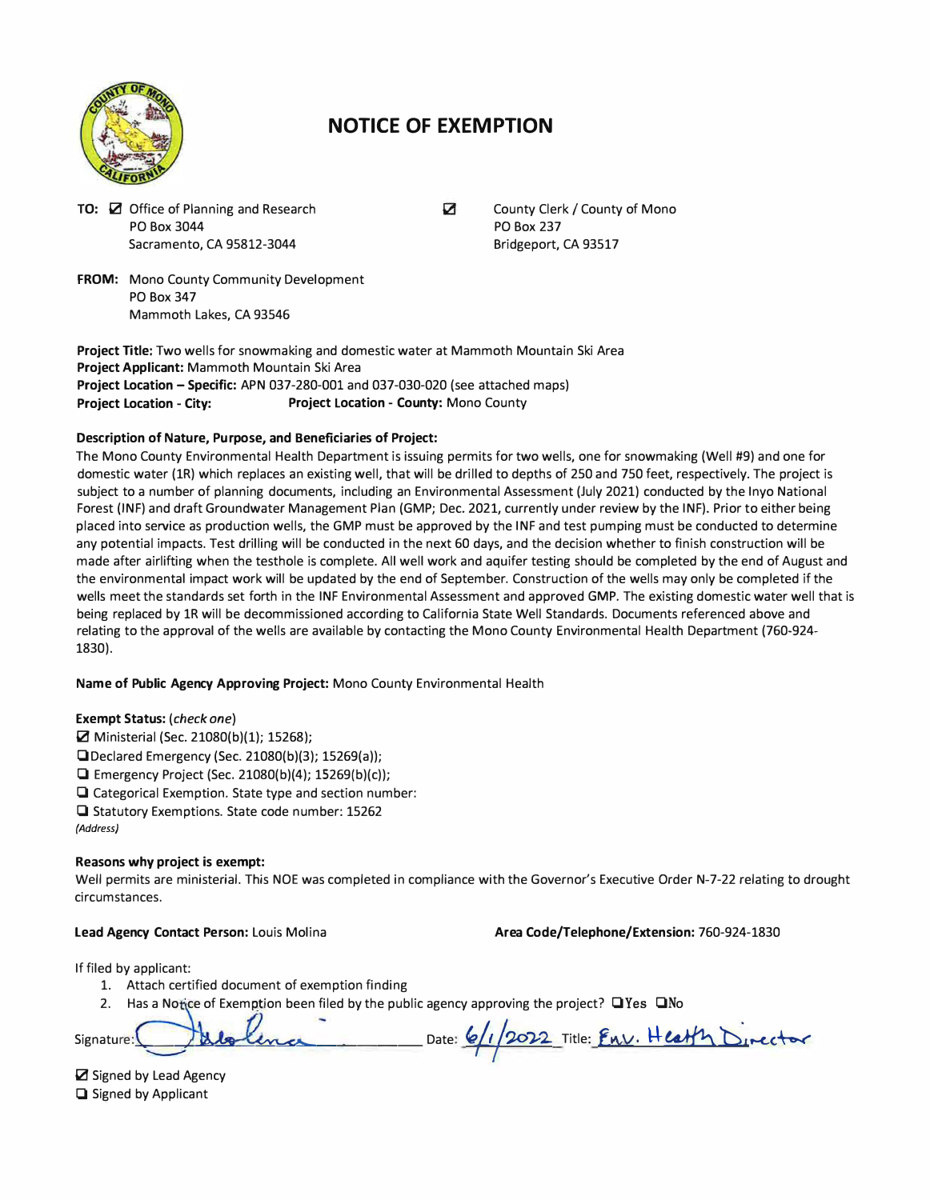# NOTICE OF EXEMPTION

**TO:** ☑ Office of Planning and Research
PO Box 3044
Sacramento, CA 95812-3044

☑ County Clerk / County of Mono
PO Box 237
Bridgeport, CA 93517

**FROM:** Mono County Community Development
PO Box 347
Mammoth Lakes, CA 93546

**Project Title:** Two wells for snowmaking and domestic water at Mammoth Mountain Ski Area
**Project Applicant:** Mammoth Mountain Ski Area
**Project Location – Specific:** APN 037-280-001 and 037-030-020 (see attached maps)
**Project Location - City:** **Project Location - County:** Mono County

**Description of Nature, Purpose, and Beneficiaries of Project:**
The Mono County Environmental Health Department is issuing permits for two wells, one for snowmaking (Well #9) and one for domestic water (1R) which replaces an existing well, that will be drilled to depths of 250 and 750 feet, respectively. The project is subject to a number of planning documents, including an Environmental Assessment (July 2021) conducted by the Inyo National Forest (INF) and draft Groundwater Management Plan (GMP; Dec. 2021, currently under review by the INF). Prior to either being placed into service as production wells, the GMP must be approved by the INF and test pumping must be conducted to determine any potential impacts. Test drilling will be conducted in the next 60 days, and the decision whether to finish construction will be made after airlifting when the testhole is complete. All well work and aquifer testing should be completed by the end of August and the environmental impact work will be updated by the end of September. Construction of the wells may only be completed if the wells meet the standards set forth in the INF Environmental Assessment and approved GMP. The existing domestic water well that is being replaced by 1R will be decommissioned according to California State Well Standards. Documents referenced above and relating to the approval of the wells are available by contacting the Mono County Environmental Health Department (760-924-1830).

**Name of Public Agency Approving Project:** Mono County Environmental Health

**Exempt Status:** (*check one*)
- ☑ Ministerial (Sec. 21080(b)(1); 15268);
- ☐ Declared Emergency (Sec. 21080(b)(3); 15269(a));
- ☐ Emergency Project (Sec. 21080(b)(4); 15269(b)(c));
- ☐ Categorical Exemption. State type and section number:
- ☐ Statutory Exemptions. State code number: 15262

*(Address)*

**Reasons why project is exempt:**
Well permits are ministerial. This NOE was completed in compliance with the Governor's Executive Order N-7-22 relating to drought circumstances.

**Lead Agency Contact Person:** Louis Molina **Area Code/Telephone/Extension:** 760-924-1830

If filed by applicant:
1. Attach certified document of exemption finding
2. Has a Notice of Exemption been filed by the public agency approving the project? ☐Yes ☐No

Signature: [signature] Date: 6/1/2022 Title: Env. Health Director

- ☑ Signed by Lead Agency
- ☐ Signed by Applicant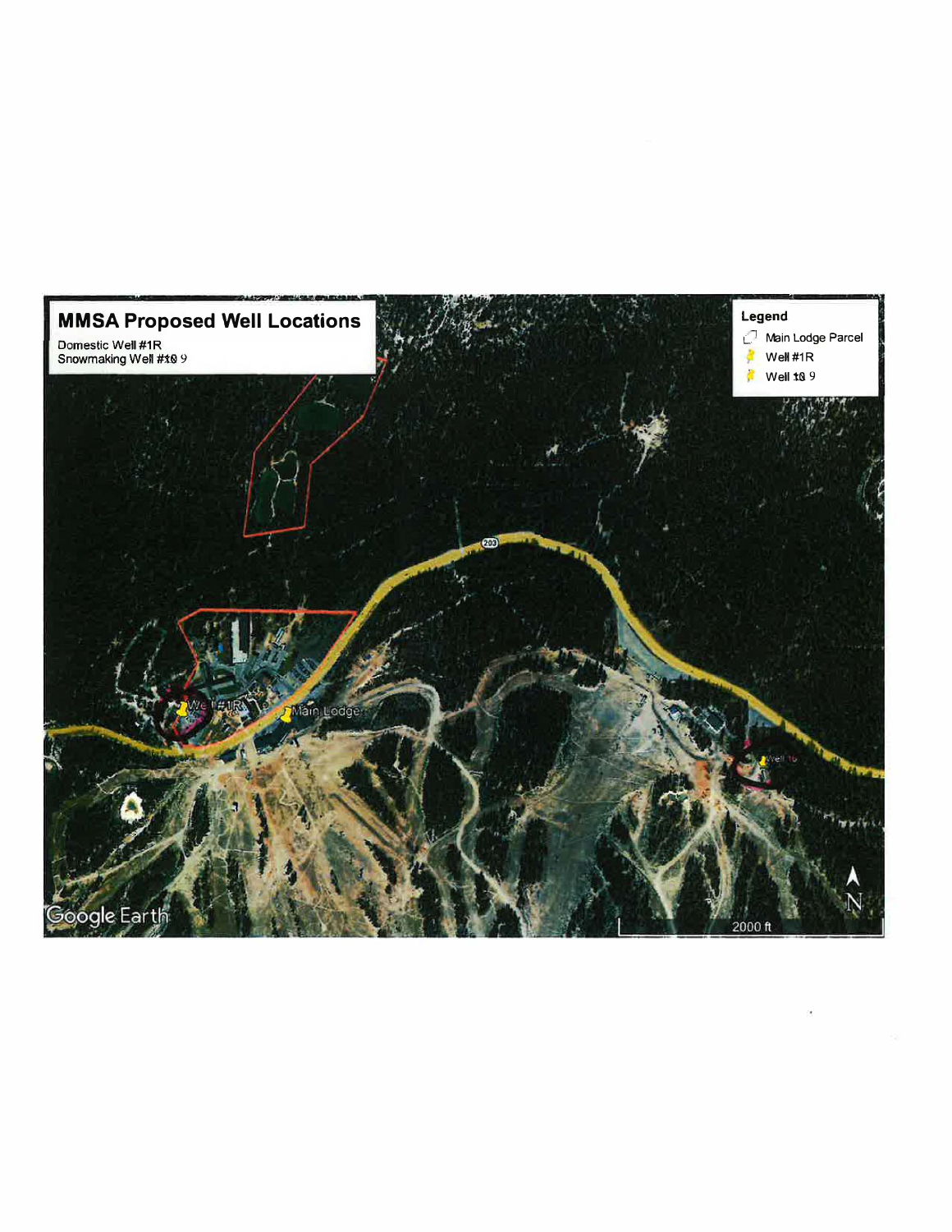# MMSA Proposed Well Locations

Domestic Well #1R
Snowmaking Well #10 9

**Legend**

- Main Lodge Parcel
- Well #1R
- Well 10 9

Well #1R

Main Lodge

Well 10

203

Google Earth

2000 ft

N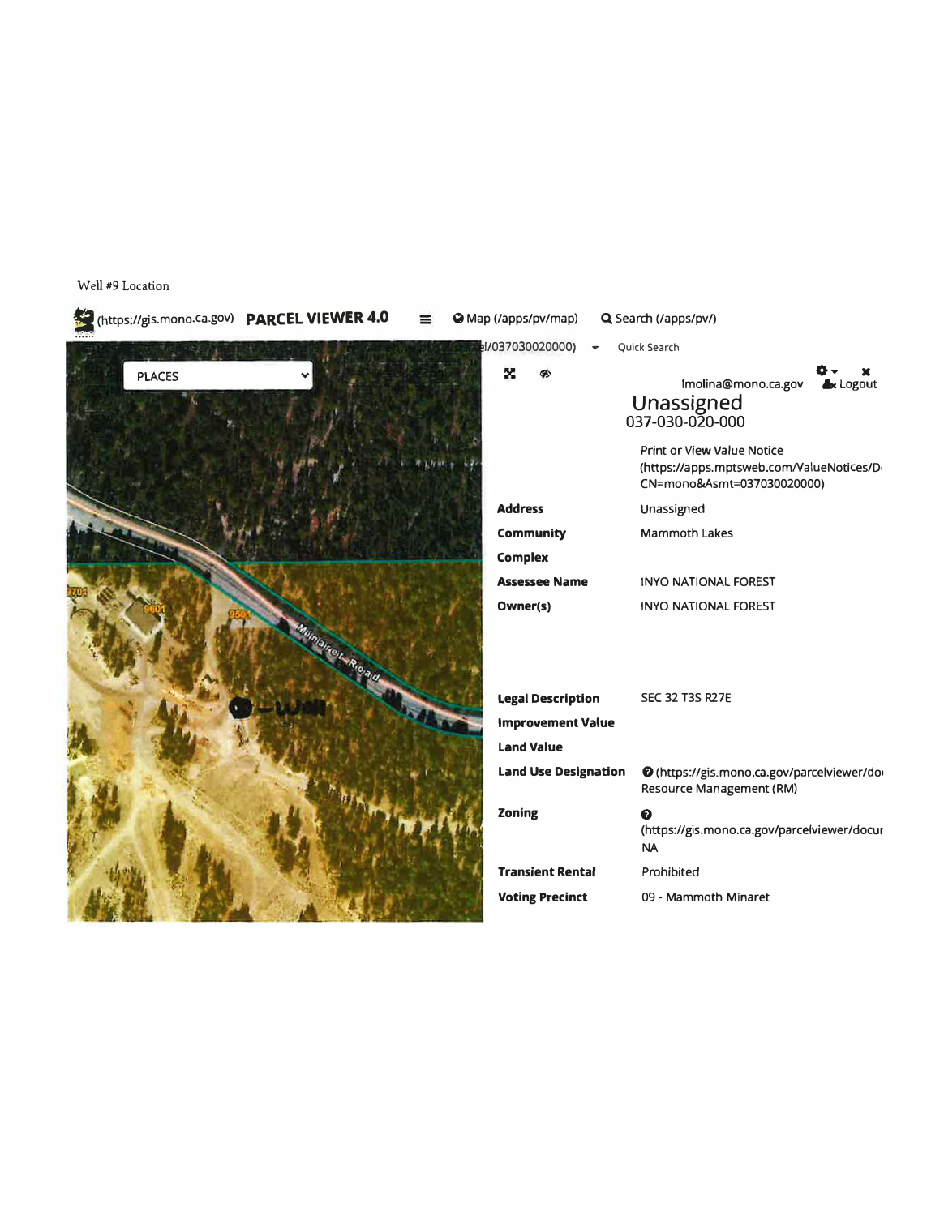Well #9 Location

(https://gis.mono.ca.gov) **PARCEL VIEWER 4.0** Map (/apps/pv/map) Search (/apps/pv/)

l/037030020000) Quick Search

PLACES

lmolina@mono.ca.gov Logout

Unassigned
037-030-020-000

Print or View Value Notice
(https://apps.mptsweb.com/ValueNotices/D
CN=mono&Asmt=037030020000)

| | |
|---|---|
| **Address** | Unassigned |
| **Community** | Mammoth Lakes |
| **Complex** | |
| **Assessee Name** | INYO NATIONAL FOREST |
| **Owner(s)** | INYO NATIONAL FOREST |
| **Legal Description** | SEC 32 T3S R27E |
| **Improvement Value** | |
| **Land Value** | |
| **Land Use Designation** | (https://gis.mono.ca.gov/parcelviewer/do Resource Management (RM) |
| **Zoning** | (https://gis.mono.ca.gov/parcelviewer/docu NA |
| **Transient Rental** | Prohibited |
| **Voting Precinct** | 09 - Mammoth Minaret |

Minaret Road

Well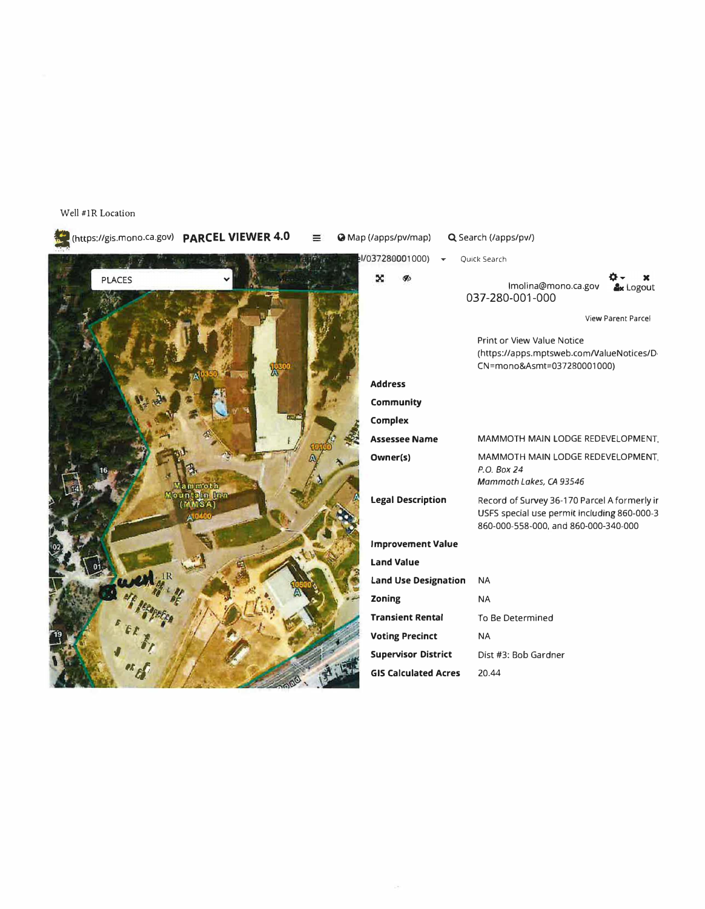Well #1R Location

(https://gis.mono.ca.gov) **PARCEL VIEWER 4.0** Map (/apps/pv/map) Search (/apps/pv/)

l/037280001000) Quick Search

lmolina@mono.ca.gov Logout

037-280-001-000

View Parent Parcel

Print or View Value Notice (https://apps.mptsweb.com/ValueNotices/D- CN=mono&Asmt=037280001000)

| | |
|---|---|
| **Address** | |
| **Community** | |
| **Complex** | |
| **Assessee Name** | MAMMOTH MAIN LODGE REDEVELOPMENT, |
| **Owner(s)** | MAMMOTH MAIN LODGE REDEVELOPMENT, *P.O. Box 24* *Mammoth Lakes, CA 93546* |
| **Legal Description** | Record of Survey 36-170 Parcel A formerly ir USFS special use permit including 860-000-3 860-000-558-000, and 860-000-340-000 |
| **Improvement Value** | |
| **Land Value** | |
| **Land Use Designation** | NA |
| **Zoning** | NA |
| **Transient Rental** | To Be Determined |
| **Voting Precinct** | NA |
| **Supervisor District** | Dist #3: Bob Gardner |
| **GIS Calculated Acres** | 20.44 |